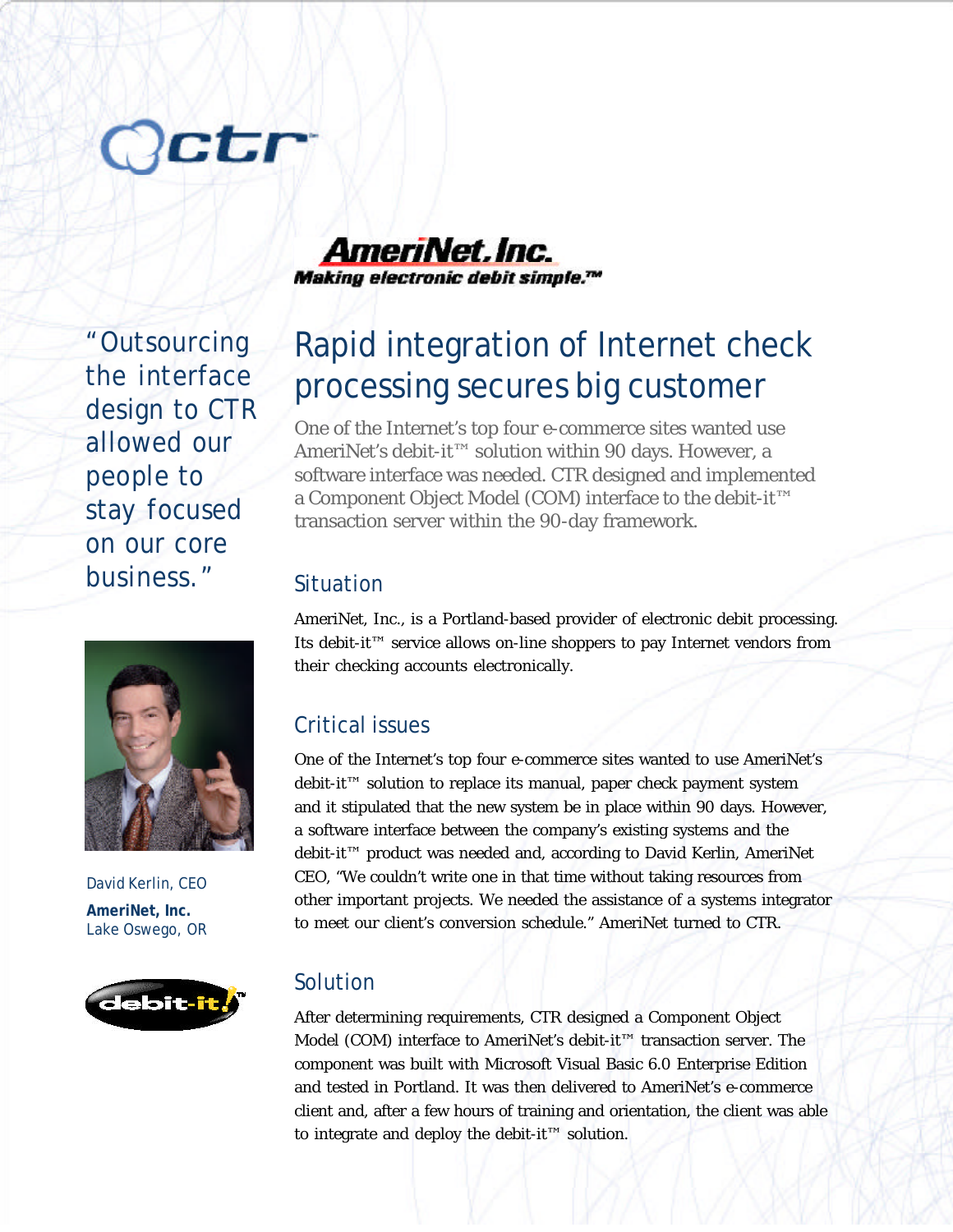# Rapid integration of Internet check processing secures big customer

One of the Internet's top four e-commerce sites wanted use AmeriNet's debit-it™ solution within 90 days. However, a software interface was needed. CTR designed and implemented a Component Object Model (COM) interface to the debit-it™ transaction server within the 90-day framework.

"Outsourcing the interface design to CTR allowed our people to stay focused on our core business."

David Kerlin, CEO
**AmeriNet, Inc.**
Lake Oswego, OR

## Situation

AmeriNet, Inc., is a Portland-based provider of electronic debit processing. Its debit-it™ service allows on-line shoppers to pay Internet vendors from their checking accounts electronically.

## Critical issues

One of the Internet's top four e-commerce sites wanted to use AmeriNet's debit-it™ solution to replace its manual, paper check payment system and it stipulated that the new system be in place within 90 days. However, a software interface between the company's existing systems and the debit-it™ product was needed and, according to David Kerlin, AmeriNet CEO, "We couldn't write one in that time without taking resources from other important projects. We needed the assistance of a systems integrator to meet our client's conversion schedule." AmeriNet turned to CTR.

## Solution

After determining requirements, CTR designed a Component Object Model (COM) interface to AmeriNet's debit-it™ transaction server. The component was built with Microsoft Visual Basic 6.0 Enterprise Edition and tested in Portland. It was then delivered to AmeriNet's e-commerce client and, after a few hours of training and orientation, the client was able to integrate and deploy the debit-it™ solution.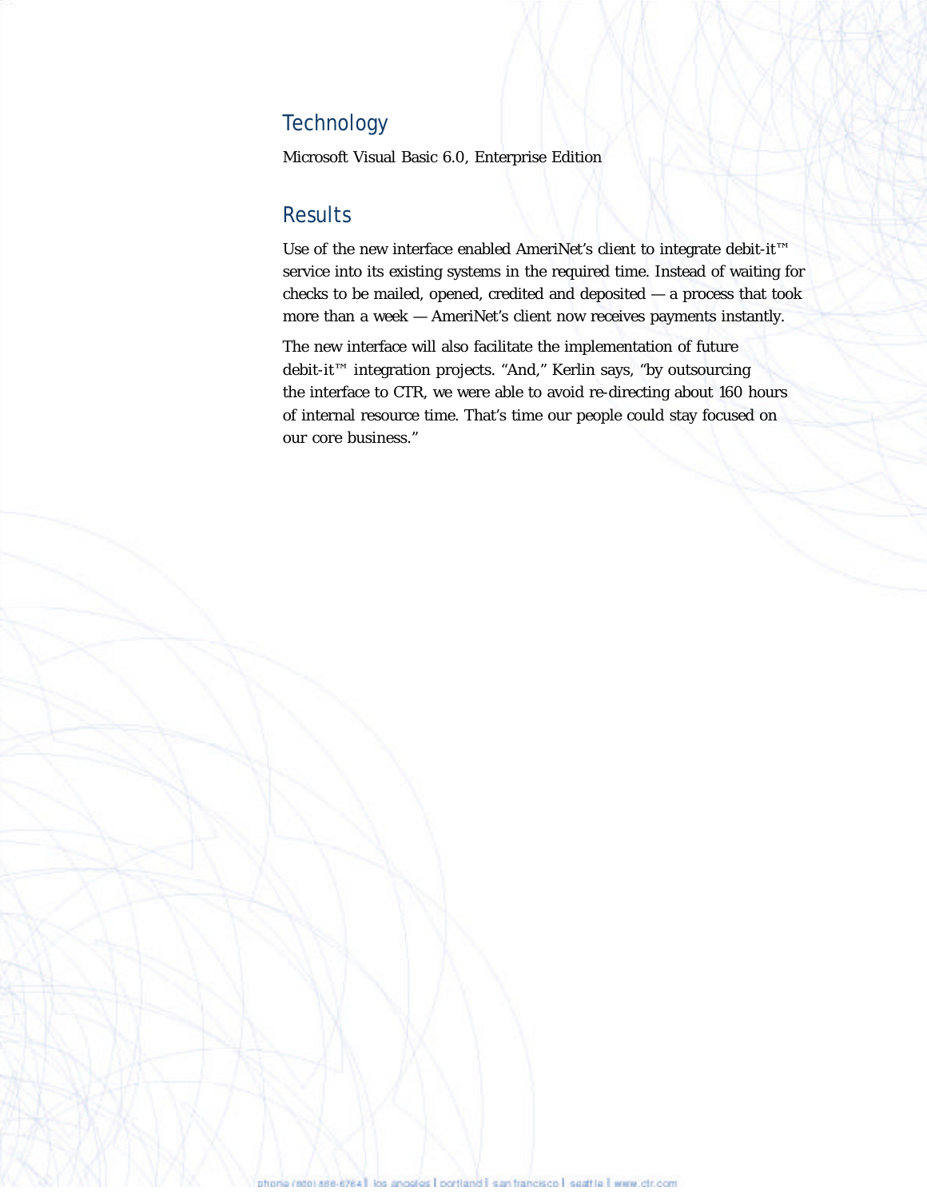## Technology

Microsoft Visual Basic 6.0, Enterprise Edition

## Results

Use of the new interface enabled AmeriNet's client to integrate debit-it™ service into its existing systems in the required time. Instead of waiting for checks to be mailed, opened, credited and deposited — a process that took more than a week — AmeriNet's client now receives payments instantly.

The new interface will also facilitate the implementation of future debit-it™ integration projects. "And," Kerlin says, "by outsourcing the interface to CTR, we were able to avoid re-directing about 160 hours of internal resource time. That's time our people could stay focused on our core business."